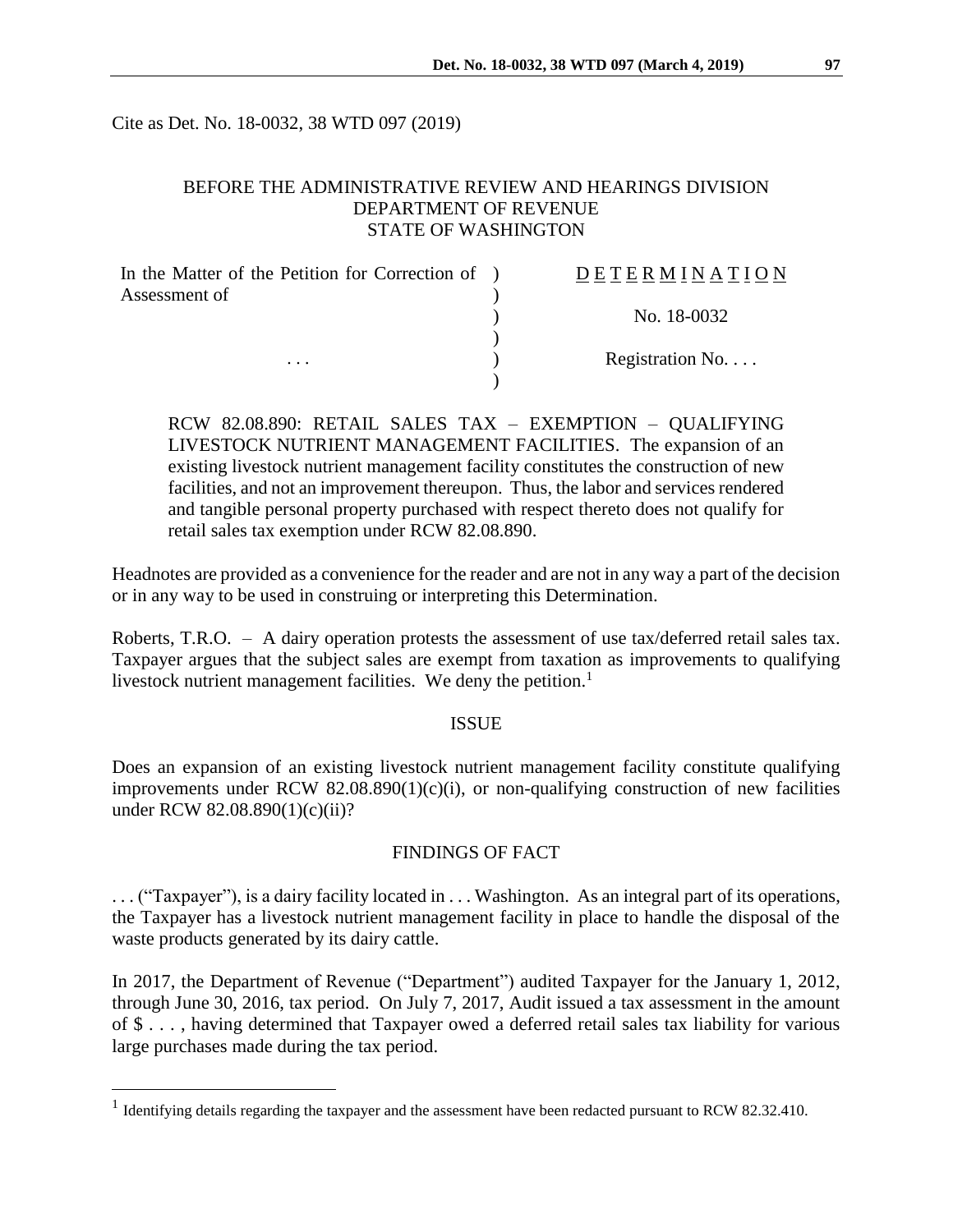Cite as Det. No. 18-0032, 38 WTD 097 (2019)

BEFORE THE ADMINISTRATIVE REVIEW AND HEARINGS DIVISION
DEPARTMENT OF REVENUE
STATE OF WASHINGTON

| | | |
|---|---|---|
| In the Matter of the Petition for Correction of Assessment of | ) | D E T E R M I N A T I O N |
| | ) | No. 18-0032 |
| . . . | ) | Registration No. . . . |

RCW 82.08.890: RETAIL SALES TAX – EXEMPTION – QUALIFYING LIVESTOCK NUTRIENT MANAGEMENT FACILITIES. The expansion of an existing livestock nutrient management facility constitutes the construction of new facilities, and not an improvement thereupon. Thus, the labor and services rendered and tangible personal property purchased with respect thereto does not qualify for retail sales tax exemption under RCW 82.08.890.

Headnotes are provided as a convenience for the reader and are not in any way a part of the decision or in any way to be used in construing or interpreting this Determination.

Roberts, T.R.O. – A dairy operation protests the assessment of use tax/deferred retail sales tax. Taxpayer argues that the subject sales are exempt from taxation as improvements to qualifying livestock nutrient management facilities. We deny the petition.[1]

## ISSUE

Does an expansion of an existing livestock nutrient management facility constitute qualifying improvements under RCW 82.08.890(1)(c)(i), or non-qualifying construction of new facilities under RCW 82.08.890(1)(c)(ii)?

## FINDINGS OF FACT

. . . ("Taxpayer"), is a dairy facility located in . . . Washington. As an integral part of its operations, the Taxpayer has a livestock nutrient management facility in place to handle the disposal of the waste products generated by its dairy cattle.

In 2017, the Department of Revenue ("Department") audited Taxpayer for the January 1, 2012, through June 30, 2016, tax period. On July 7, 2017, Audit issued a tax assessment in the amount of $ . . . , having determined that Taxpayer owed a deferred retail sales tax liability for various large purchases made during the tax period.

---

[1] Identifying details regarding the taxpayer and the assessment have been redacted pursuant to RCW 82.32.410.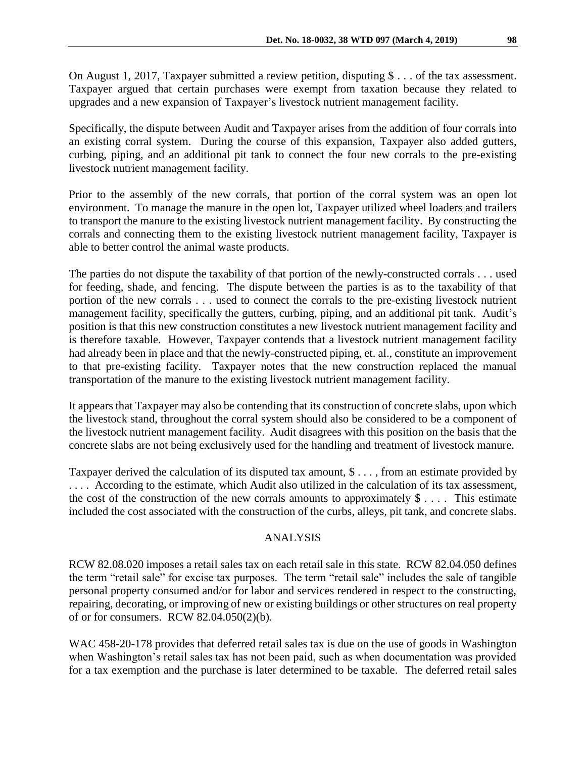On August 1, 2017, Taxpayer submitted a review petition, disputing $ . . . of the tax assessment. Taxpayer argued that certain purchases were exempt from taxation because they related to upgrades and a new expansion of Taxpayer's livestock nutrient management facility.

Specifically, the dispute between Audit and Taxpayer arises from the addition of four corrals into an existing corral system. During the course of this expansion, Taxpayer also added gutters, curbing, piping, and an additional pit tank to connect the four new corrals to the pre-existing livestock nutrient management facility.

Prior to the assembly of the new corrals, that portion of the corral system was an open lot environment. To manage the manure in the open lot, Taxpayer utilized wheel loaders and trailers to transport the manure to the existing livestock nutrient management facility. By constructing the corrals and connecting them to the existing livestock nutrient management facility, Taxpayer is able to better control the animal waste products.

The parties do not dispute the taxability of that portion of the newly-constructed corrals . . . used for feeding, shade, and fencing. The dispute between the parties is as to the taxability of that portion of the new corrals . . . used to connect the corrals to the pre-existing livestock nutrient management facility, specifically the gutters, curbing, piping, and an additional pit tank. Audit's position is that this new construction constitutes a new livestock nutrient management facility and is therefore taxable. However, Taxpayer contends that a livestock nutrient management facility had already been in place and that the newly-constructed piping, et. al., constitute an improvement to that pre-existing facility. Taxpayer notes that the new construction replaced the manual transportation of the manure to the existing livestock nutrient management facility.

It appears that Taxpayer may also be contending that its construction of concrete slabs, upon which the livestock stand, throughout the corral system should also be considered to be a component of the livestock nutrient management facility. Audit disagrees with this position on the basis that the concrete slabs are not being exclusively used for the handling and treatment of livestock manure.

Taxpayer derived the calculation of its disputed tax amount, $ . . . , from an estimate provided by . . . . According to the estimate, which Audit also utilized in the calculation of its tax assessment, the cost of the construction of the new corrals amounts to approximately $ . . . . This estimate included the cost associated with the construction of the curbs, alleys, pit tank, and concrete slabs.

## ANALYSIS

RCW 82.08.020 imposes a retail sales tax on each retail sale in this state. RCW 82.04.050 defines the term "retail sale" for excise tax purposes. The term "retail sale" includes the sale of tangible personal property consumed and/or for labor and services rendered in respect to the constructing, repairing, decorating, or improving of new or existing buildings or other structures on real property of or for consumers. RCW 82.04.050(2)(b).

WAC 458-20-178 provides that deferred retail sales tax is due on the use of goods in Washington when Washington's retail sales tax has not been paid, such as when documentation was provided for a tax exemption and the purchase is later determined to be taxable. The deferred retail sales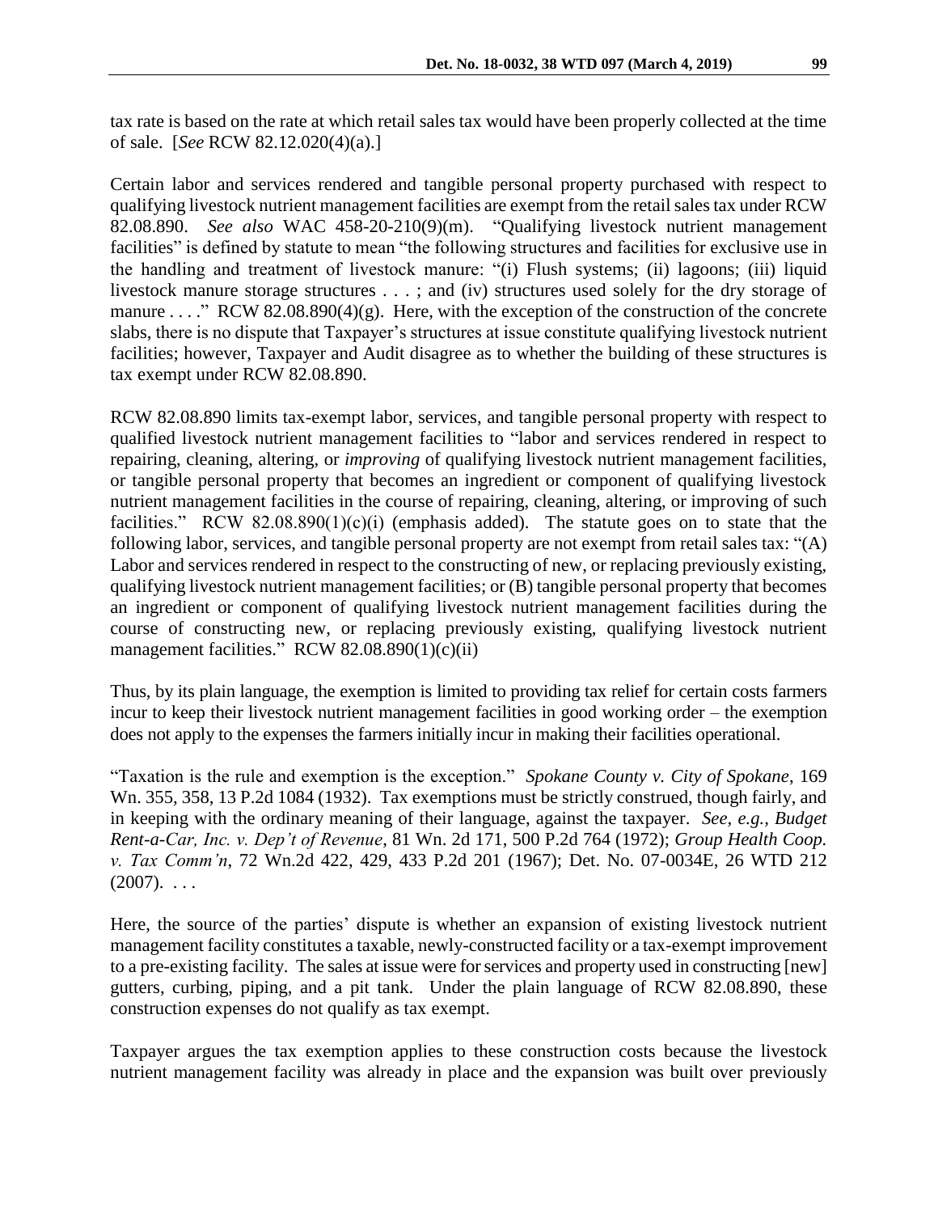tax rate is based on the rate at which retail sales tax would have been properly collected at the time of sale. [*See* RCW 82.12.020(4)(a).]

Certain labor and services rendered and tangible personal property purchased with respect to qualifying livestock nutrient management facilities are exempt from the retail sales tax under RCW 82.08.890. *See also* WAC 458-20-210(9)(m). "Qualifying livestock nutrient management facilities" is defined by statute to mean "the following structures and facilities for exclusive use in the handling and treatment of livestock manure: "(i) Flush systems; (ii) lagoons; (iii) liquid livestock manure storage structures . . . ; and (iv) structures used solely for the dry storage of manure . . . ." RCW 82.08.890(4)(g). Here, with the exception of the construction of the concrete slabs, there is no dispute that Taxpayer's structures at issue constitute qualifying livestock nutrient facilities; however, Taxpayer and Audit disagree as to whether the building of these structures is tax exempt under RCW 82.08.890.

RCW 82.08.890 limits tax-exempt labor, services, and tangible personal property with respect to qualified livestock nutrient management facilities to "labor and services rendered in respect to repairing, cleaning, altering, or *improving* of qualifying livestock nutrient management facilities, or tangible personal property that becomes an ingredient or component of qualifying livestock nutrient management facilities in the course of repairing, cleaning, altering, or improving of such facilities." RCW 82.08.890(1)(c)(i) (emphasis added). The statute goes on to state that the following labor, services, and tangible personal property are not exempt from retail sales tax: "(A) Labor and services rendered in respect to the constructing of new, or replacing previously existing, qualifying livestock nutrient management facilities; or (B) tangible personal property that becomes an ingredient or component of qualifying livestock nutrient management facilities during the course of constructing new, or replacing previously existing, qualifying livestock nutrient management facilities." RCW 82.08.890(1)(c)(ii)

Thus, by its plain language, the exemption is limited to providing tax relief for certain costs farmers incur to keep their livestock nutrient management facilities in good working order – the exemption does not apply to the expenses the farmers initially incur in making their facilities operational.

"Taxation is the rule and exemption is the exception." *Spokane County v. City of Spokane*, 169 Wn. 355, 358, 13 P.2d 1084 (1932). Tax exemptions must be strictly construed, though fairly, and in keeping with the ordinary meaning of their language, against the taxpayer. *See, e.g., Budget Rent-a-Car, Inc. v. Dep't of Revenue*, 81 Wn. 2d 171, 500 P.2d 764 (1972); *Group Health Coop. v. Tax Comm'n*, 72 Wn.2d 422, 429, 433 P.2d 201 (1967); Det. No. 07-0034E, 26 WTD 212 (2007). . . .

Here, the source of the parties' dispute is whether an expansion of existing livestock nutrient management facility constitutes a taxable, newly-constructed facility or a tax-exempt improvement to a pre-existing facility. The sales at issue were for services and property used in constructing [new] gutters, curbing, piping, and a pit tank. Under the plain language of RCW 82.08.890, these construction expenses do not qualify as tax exempt.

Taxpayer argues the tax exemption applies to these construction costs because the livestock nutrient management facility was already in place and the expansion was built over previously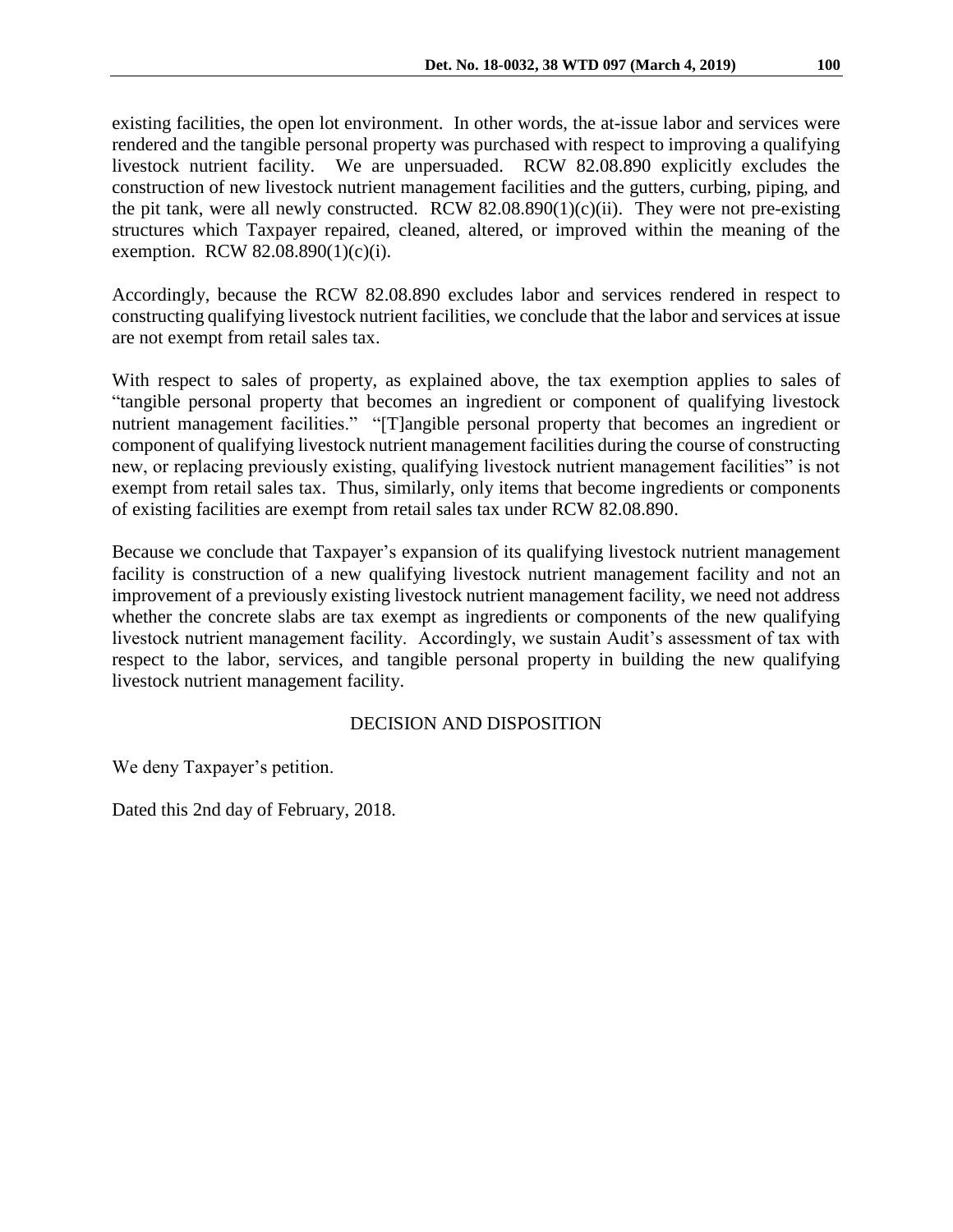existing facilities, the open lot environment. In other words, the at-issue labor and services were rendered and the tangible personal property was purchased with respect to improving a qualifying livestock nutrient facility. We are unpersuaded. RCW 82.08.890 explicitly excludes the construction of new livestock nutrient management facilities and the gutters, curbing, piping, and the pit tank, were all newly constructed. RCW 82.08.890(1)(c)(ii). They were not pre-existing structures which Taxpayer repaired, cleaned, altered, or improved within the meaning of the exemption. RCW 82.08.890(1)(c)(i).

Accordingly, because the RCW 82.08.890 excludes labor and services rendered in respect to constructing qualifying livestock nutrient facilities, we conclude that the labor and services at issue are not exempt from retail sales tax.

With respect to sales of property, as explained above, the tax exemption applies to sales of "tangible personal property that becomes an ingredient or component of qualifying livestock nutrient management facilities." "[T]angible personal property that becomes an ingredient or component of qualifying livestock nutrient management facilities during the course of constructing new, or replacing previously existing, qualifying livestock nutrient management facilities" is not exempt from retail sales tax. Thus, similarly, only items that become ingredients or components of existing facilities are exempt from retail sales tax under RCW 82.08.890.

Because we conclude that Taxpayer's expansion of its qualifying livestock nutrient management facility is construction of a new qualifying livestock nutrient management facility and not an improvement of a previously existing livestock nutrient management facility, we need not address whether the concrete slabs are tax exempt as ingredients or components of the new qualifying livestock nutrient management facility. Accordingly, we sustain Audit's assessment of tax with respect to the labor, services, and tangible personal property in building the new qualifying livestock nutrient management facility.

## DECISION AND DISPOSITION

We deny Taxpayer's petition.

Dated this 2nd day of February, 2018.